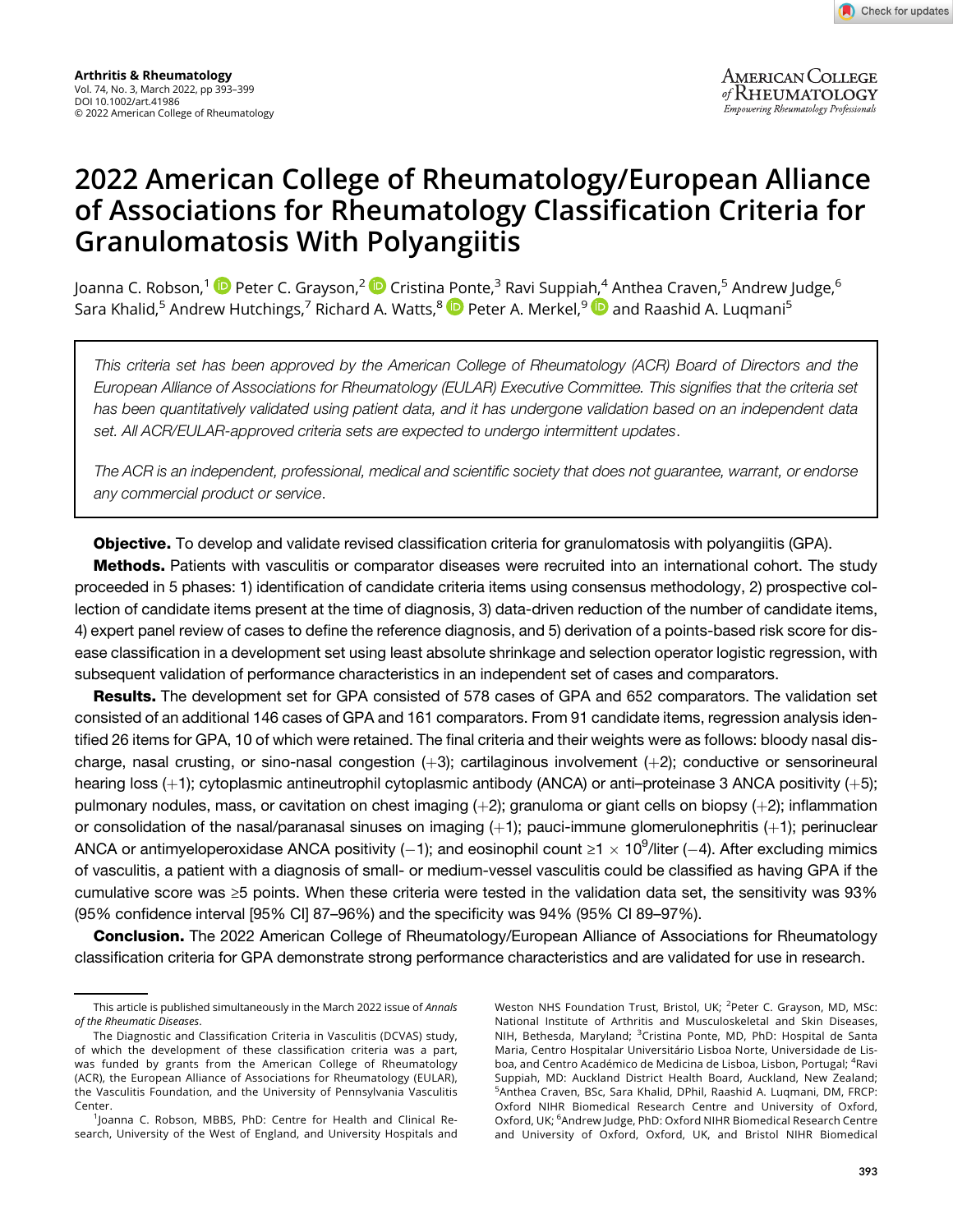# 2022 American College of Rheumatology/European Alliance of Associations for Rheumatology Classification Criteria for Granulomatosis With Polyangiitis

Joanna C. Robson,[1] Peter C. Grayson,[2] Cristina Ponte,[3] Ravi Suppiah,[4] Anthea Craven,[5] Andrew Judge,[6] Sara Khalid,[5] Andrew Hutchings,[7] Richard A. Watts,[8] Peter A. Merkel,[9] and Raashid A. Luqmani[5]

*This criteria set has been approved by the American College of Rheumatology (ACR) Board of Directors and the European Alliance of Associations for Rheumatology (EULAR) Executive Committee. This signifies that the criteria set has been quantitatively validated using patient data, and it has undergone validation based on an independent data set. All ACR/EULAR-approved criteria sets are expected to undergo intermittent updates.*

*The ACR is an independent, professional, medical and scientific society that does not guarantee, warrant, or endorse any commercial product or service.*

**Objective.** To develop and validate revised classification criteria for granulomatosis with polyangiitis (GPA).

**Methods.** Patients with vasculitis or comparator diseases were recruited into an international cohort. The study proceeded in 5 phases: 1) identification of candidate criteria items using consensus methodology, 2) prospective collection of candidate items present at the time of diagnosis, 3) data-driven reduction of the number of candidate items, 4) expert panel review of cases to define the reference diagnosis, and 5) derivation of a points-based risk score for disease classification in a development set using least absolute shrinkage and selection operator logistic regression, with subsequent validation of performance characteristics in an independent set of cases and comparators.

**Results.** The development set for GPA consisted of 578 cases of GPA and 652 comparators. The validation set consisted of an additional 146 cases of GPA and 161 comparators. From 91 candidate items, regression analysis identified 26 items for GPA, 10 of which were retained. The final criteria and their weights were as follows: bloody nasal discharge, nasal crusting, or sino-nasal congestion (+3); cartilaginous involvement (+2); conductive or sensorineural hearing loss (+1); cytoplasmic antineutrophil cytoplasmic antibody (ANCA) or anti–proteinase 3 ANCA positivity (+5); pulmonary nodules, mass, or cavitation on chest imaging (+2); granuloma or giant cells on biopsy (+2); inflammation or consolidation of the nasal/paranasal sinuses on imaging (+1); pauci-immune glomerulonephritis (+1); perinuclear ANCA or antimyeloperoxidase ANCA positivity (−1); and eosinophil count ≥1 × $10^9$/liter (−4). After excluding mimics of vasculitis, a patient with a diagnosis of small- or medium-vessel vasculitis could be classified as having GPA if the cumulative score was ≥5 points. When these criteria were tested in the validation data set, the sensitivity was 93% (95% confidence interval [95% CI] 87–96%) and the specificity was 94% (95% CI 89–97%).

**Conclusion.** The 2022 American College of Rheumatology/European Alliance of Associations for Rheumatology classification criteria for GPA demonstrate strong performance characteristics and are validated for use in research.

This article is published simultaneously in the March 2022 issue of *Annals of the Rheumatic Diseases*.

The Diagnostic and Classification Criteria in Vasculitis (DCVAS) study, of which the development of these classification criteria was a part, was funded by grants from the American College of Rheumatology (ACR), the European Alliance of Associations for Rheumatology (EULAR), the Vasculitis Foundation, and the University of Pennsylvania Vasculitis Center.

[1]Joanna C. Robson, MBBS, PhD: Centre for Health and Clinical Research, University of the West of England, and University Hospitals and Weston NHS Foundation Trust, Bristol, UK; [2]Peter C. Grayson, MD, MSc: National Institute of Arthritis and Musculoskeletal and Skin Diseases, NIH, Bethesda, Maryland; [3]Cristina Ponte, MD, PhD: Hospital de Santa Maria, Centro Hospitalar Universitário Lisboa Norte, Universidade de Lisboa, and Centro Académico de Medicina de Lisboa, Lisbon, Portugal; [4]Ravi Suppiah, MD: Auckland District Health Board, Auckland, New Zealand; [5]Anthea Craven, BSc, Sara Khalid, DPhil, Raashid A. Luqmani, DM, FRCP: Oxford NIHR Biomedical Research Centre and University of Oxford, Oxford, UK; [6]Andrew Judge, PhD: Oxford NIHR Biomedical Research Centre and University of Oxford, Oxford, UK, and Bristol NIHR Biomedical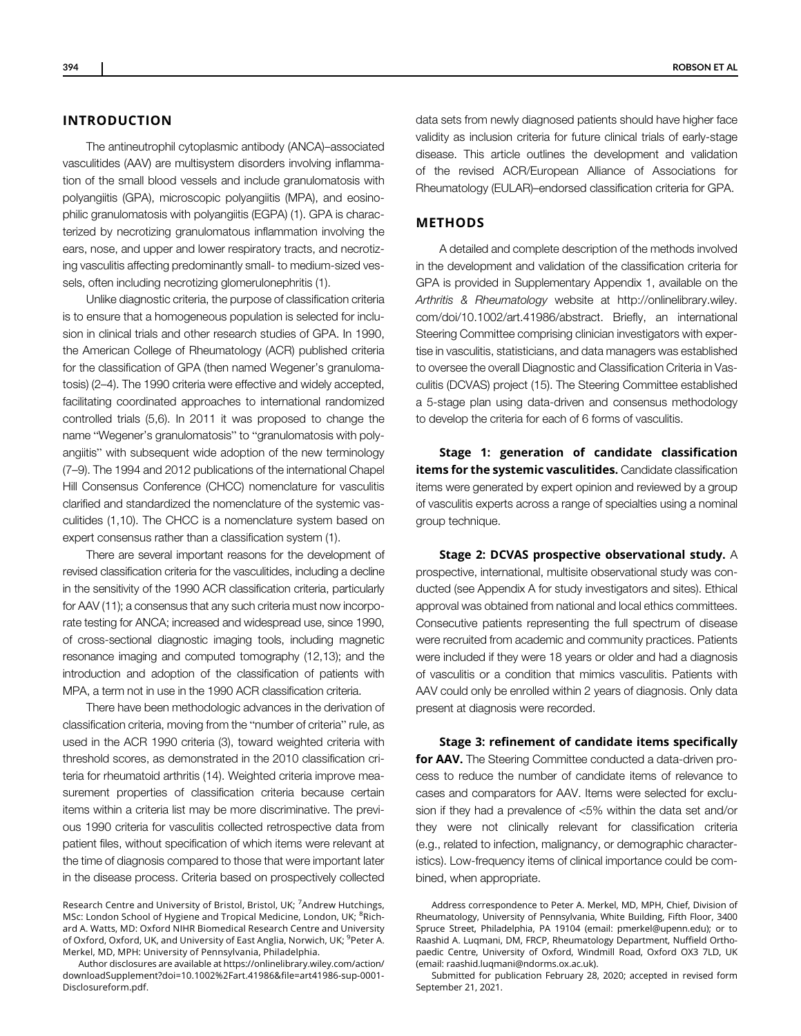## INTRODUCTION

The antineutrophil cytoplasmic antibody (ANCA)–associated vasculitides (AAV) are multisystem disorders involving inflammation of the small blood vessels and include granulomatosis with polyangiitis (GPA), microscopic polyangiitis (MPA), and eosinophilic granulomatosis with polyangiitis (EGPA) (1). GPA is characterized by necrotizing granulomatous inflammation involving the ears, nose, and upper and lower respiratory tracts, and necrotizing vasculitis affecting predominantly small- to medium-sized vessels, often including necrotizing glomerulonephritis (1).

Unlike diagnostic criteria, the purpose of classification criteria is to ensure that a homogeneous population is selected for inclusion in clinical trials and other research studies of GPA. In 1990, the American College of Rheumatology (ACR) published criteria for the classification of GPA (then named Wegener's granulomatosis) (2–4). The 1990 criteria were effective and widely accepted, facilitating coordinated approaches to international randomized controlled trials (5,6). In 2011 it was proposed to change the name "Wegener's granulomatosis" to "granulomatosis with polyangiitis" with subsequent wide adoption of the new terminology (7–9). The 1994 and 2012 publications of the international Chapel Hill Consensus Conference (CHCC) nomenclature for vasculitis clarified and standardized the nomenclature of the systemic vasculitides (1,10). The CHCC is a nomenclature system based on expert consensus rather than a classification system (1).

There are several important reasons for the development of revised classification criteria for the vasculitides, including a decline in the sensitivity of the 1990 ACR classification criteria, particularly for AAV (11); a consensus that any such criteria must now incorporate testing for ANCA; increased and widespread use, since 1990, of cross-sectional diagnostic imaging tools, including magnetic resonance imaging and computed tomography (12,13); and the introduction and adoption of the classification of patients with MPA, a term not in use in the 1990 ACR classification criteria.

There have been methodologic advances in the derivation of classification criteria, moving from the "number of criteria" rule, as used in the ACR 1990 criteria (3), toward weighted criteria with threshold scores, as demonstrated in the 2010 classification criteria for rheumatoid arthritis (14). Weighted criteria improve measurement properties of classification criteria because certain items within a criteria list may be more discriminative. The previous 1990 criteria for vasculitis collected retrospective data from patient files, without specification of which items were relevant at the time of diagnosis compared to those that were important later in the disease process. Criteria based on prospectively collected data sets from newly diagnosed patients should have higher face validity as inclusion criteria for future clinical trials of early-stage disease. This article outlines the development and validation of the revised ACR/European Alliance of Associations for Rheumatology (EULAR)–endorsed classification criteria for GPA.

## METHODS

A detailed and complete description of the methods involved in the development and validation of the classification criteria for GPA is provided in Supplementary Appendix 1, available on the *Arthritis & Rheumatology* website at http://onlinelibrary.wiley.com/doi/10.1002/art.41986/abstract. Briefly, an international Steering Committee comprising clinician investigators with expertise in vasculitis, statisticians, and data managers was established to oversee the overall Diagnostic and Classification Criteria in Vasculitis (DCVAS) project (15). The Steering Committee established a 5-stage plan using data-driven and consensus methodology to develop the criteria for each of 6 forms of vasculitis.

**Stage 1: generation of candidate classification items for the systemic vasculitides.** Candidate classification items were generated by expert opinion and reviewed by a group of vasculitis experts across a range of specialties using a nominal group technique.

**Stage 2: DCVAS prospective observational study.** A prospective, international, multisite observational study was conducted (see Appendix A for study investigators and sites). Ethical approval was obtained from national and local ethics committees. Consecutive patients representing the full spectrum of disease were recruited from academic and community practices. Patients were included if they were 18 years or older and had a diagnosis of vasculitis or a condition that mimics vasculitis. Patients with AAV could only be enrolled within 2 years of diagnosis. Only data present at diagnosis were recorded.

**Stage 3: refinement of candidate items specifically for AAV.** The Steering Committee conducted a data-driven process to reduce the number of candidate items of relevance to cases and comparators for AAV. Items were selected for exclusion if they had a prevalence of <5% within the data set and/or they were not clinically relevant for classification criteria (e.g., related to infection, malignancy, or demographic characteristics). Low-frequency items of clinical importance could be combined, when appropriate.

Research Centre and University of Bristol, Bristol, UK; [7]Andrew Hutchings, MSc: London School of Hygiene and Tropical Medicine, London, UK; [8]Richard A. Watts, MD: Oxford NIHR Biomedical Research Centre and University of Oxford, Oxford, UK, and University of East Anglia, Norwich, UK; [9]Peter A. Merkel, MD, MPH: University of Pennsylvania, Philadelphia.

Author disclosures are available at https://onlinelibrary.wiley.com/action/downloadSupplement?doi=10.1002%2Fart.41986&file=art41986-sup-0001-Disclosureform.pdf.

Address correspondence to Peter A. Merkel, MD, MPH, Chief, Division of Rheumatology, University of Pennsylvania, White Building, Fifth Floor, 3400 Spruce Street, Philadelphia, PA 19104 (email: pmerkel@upenn.edu); or to Raashid A. Luqmani, DM, FRCP, Rheumatology Department, Nuffield Orthopaedic Centre, University of Oxford, Windmill Road, Oxford OX3 7LD, UK (email: raashid.luqmani@ndorms.ox.ac.uk).

Submitted for publication February 28, 2020; accepted in revised form September 21, 2021.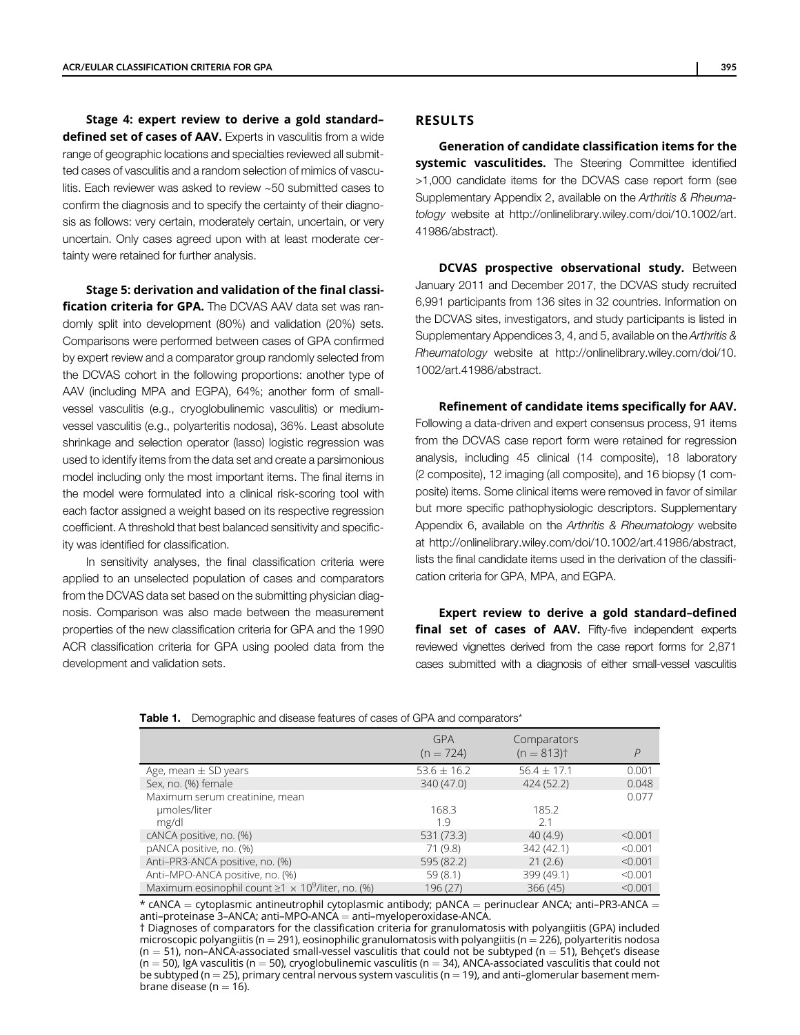**Stage 4: expert review to derive a gold standard–defined set of cases of AAV.** Experts in vasculitis from a wide range of geographic locations and specialties reviewed all submitted cases of vasculitis and a random selection of mimics of vasculitis. Each reviewer was asked to review ~50 submitted cases to confirm the diagnosis and to specify the certainty of their diagnosis as follows: very certain, moderately certain, uncertain, or very uncertain. Only cases agreed upon with at least moderate certainty were retained for further analysis.

**Stage 5: derivation and validation of the final classification criteria for GPA.** The DCVAS AAV data set was randomly split into development (80%) and validation (20%) sets. Comparisons were performed between cases of GPA confirmed by expert review and a comparator group randomly selected from the DCVAS cohort in the following proportions: another type of AAV (including MPA and EGPA), 64%; another form of small-vessel vasculitis (e.g., cryoglobulinemic vasculitis) or medium-vessel vasculitis (e.g., polyarteritis nodosa), 36%. Least absolute shrinkage and selection operator (lasso) logistic regression was used to identify items from the data set and create a parsimonious model including only the most important items. The final items in the model were formulated into a clinical risk-scoring tool with each factor assigned a weight based on its respective regression coefficient. A threshold that best balanced sensitivity and specificity was identified for classification.

In sensitivity analyses, the final classification criteria were applied to an unselected population of cases and comparators from the DCVAS data set based on the submitting physician diagnosis. Comparison was also made between the measurement properties of the new classification criteria for GPA and the 1990 ACR classification criteria for GPA using pooled data from the development and validation sets.

## RESULTS

**Generation of candidate classification items for the systemic vasculitides.** The Steering Committee identified >1,000 candidate items for the DCVAS case report form (see Supplementary Appendix 2, available on the *Arthritis & Rheumatology* website at http://onlinelibrary.wiley.com/doi/10.1002/art.41986/abstract).

**DCVAS prospective observational study.** Between January 2011 and December 2017, the DCVAS study recruited 6,991 participants from 136 sites in 32 countries. Information on the DCVAS sites, investigators, and study participants is listed in Supplementary Appendices 3, 4, and 5, available on the *Arthritis & Rheumatology* website at http://onlinelibrary.wiley.com/doi/10.1002/art.41986/abstract.

**Refinement of candidate items specifically for AAV.** Following a data-driven and expert consensus process, 91 items from the DCVAS case report form were retained for regression analysis, including 45 clinical (14 composite), 18 laboratory (2 composite), 12 imaging (all composite), and 16 biopsy (1 composite) items. Some clinical items were removed in favor of similar but more specific pathophysiologic descriptors. Supplementary Appendix 6, available on the *Arthritis & Rheumatology* website at http://onlinelibrary.wiley.com/doi/10.1002/art.41986/abstract, lists the final candidate items used in the derivation of the classification criteria for GPA, MPA, and EGPA.

**Expert review to derive a gold standard–defined final set of cases of AAV.** Fifty-five independent experts reviewed vignettes derived from the case report forms for 2,871 cases submitted with a diagnosis of either small-vessel vasculitis

**Table 1.** Demographic and disease features of cases of GPA and comparators*

| | GPA (n = 724) | Comparators (n = 813)† | P |
|---|---|---|---|
| Age, mean ± SD years | 53.6 ± 16.2 | 56.4 ± 17.1 | 0.001 |
| Sex, no. (%) female | 340 (47.0) | 424 (52.2) | 0.048 |
| Maximum serum creatinine, mean | | | 0.077 |
| μmoles/liter | 168.3 | 185.2 | |
| mg/dl | 1.9 | 2.1 | |
| cANCA positive, no. (%) | 531 (73.3) | 40 (4.9) | <0.001 |
| pANCA positive, no. (%) | 71 (9.8) | 342 (42.1) | <0.001 |
| Anti–PR3-ANCA positive, no. (%) | 595 (82.2) | 21 (2.6) | <0.001 |
| Anti–MPO-ANCA positive, no. (%) | 59 (8.1) | 399 (49.1) | <0.001 |
| Maximum eosinophil count ≥1 × $10^9$/liter, no. (%) | 196 (27) | 366 (45) | <0.001 |

* cANCA = cytoplasmic antineutrophil cytoplasmic antibody; pANCA = perinuclear ANCA; anti–PR3-ANCA = anti–proteinase 3–ANCA; anti–MPO-ANCA = anti–myeloperoxidase-ANCA.
† Diagnoses of comparators for the classification criteria for granulomatosis with polyangiitis (GPA) included microscopic polyangiitis (n = 291), eosinophilic granulomatosis with polyangiitis (n = 226), polyarteritis nodosa (n = 51), non–ANCA-associated small-vessel vasculitis that could not be subtyped (n = 51), Behçet's disease (n = 50), IgA vasculitis (n = 50), cryoglobulinemic vasculitis (n = 34), ANCA-associated vasculitis that could not be subtyped (n = 25), primary central nervous system vasculitis (n = 19), and anti–glomerular basement membrane disease (n = 16).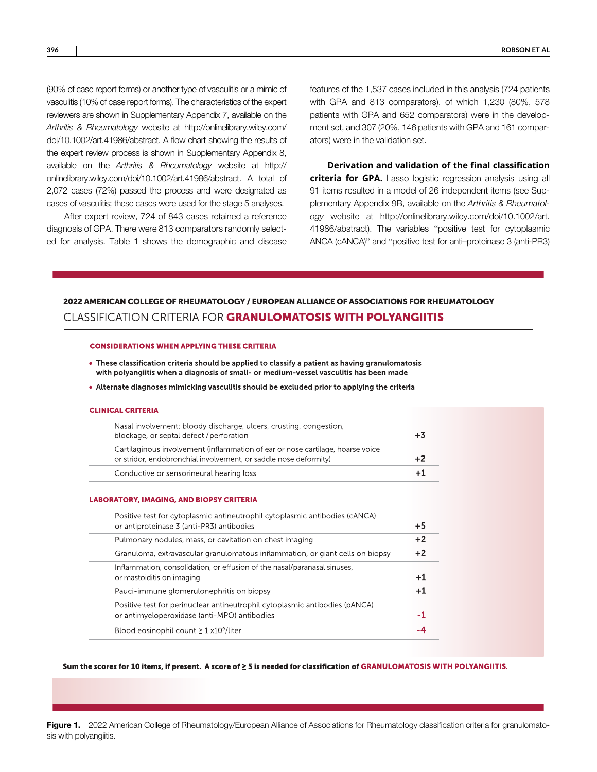(90% of case report forms) or another type of vasculitis or a mimic of vasculitis (10% of case report forms). The characteristics of the expert reviewers are shown in Supplementary Appendix 7, available on the *Arthritis & Rheumatology* website at http://onlinelibrary.wiley.com/doi/10.1002/art.41986/abstract. A flow chart showing the results of the expert review process is shown in Supplementary Appendix 8, available on the *Arthritis & Rheumatology* website at http://onlinelibrary.wiley.com/doi/10.1002/art.41986/abstract. A total of 2,072 cases (72%) passed the process and were designated as cases of vasculitis; these cases were used for the stage 5 analyses.

After expert review, 724 of 843 cases retained a reference diagnosis of GPA. There were 813 comparators randomly selected for analysis. Table 1 shows the demographic and disease features of the 1,537 cases included in this analysis (724 patients with GPA and 813 comparators), of which 1,230 (80%, 578 patients with GPA and 652 comparators) were in the development set, and 307 (20%, 146 patients with GPA and 161 comparators) were in the validation set.

**Derivation and validation of the final classification criteria for GPA.** Lasso logistic regression analysis using all 91 items resulted in a model of 26 independent items (see Supplementary Appendix 9B, available on the *Arthritis & Rheumatology* website at http://onlinelibrary.wiley.com/doi/10.1002/art.41986/abstract). The variables "positive test for cytoplasmic ANCA (cANCA)" and "positive test for anti–proteinase 3 (anti-PR3)

**2022 AMERICAN COLLEGE OF RHEUMATOLOGY / EUROPEAN ALLIANCE OF ASSOCIATIONS FOR RHEUMATOLOGY**
**CLASSIFICATION CRITERIA FOR GRANULOMATOSIS WITH POLYANGIITIS**

**CONSIDERATIONS WHEN APPLYING THESE CRITERIA**

- **These classification criteria should be applied to classify a patient as having granulomatosis with polyangiitis when a diagnosis of small- or medium-vessel vasculitis has been made**
- **Alternate diagnoses mimicking vasculitis should be excluded prior to applying the criteria**

**CLINICAL CRITERIA**

| Criterion | Score |
|---|---|
| Nasal involvement: bloody discharge, ulcers, crusting, congestion, blockage, or septal defect / perforation | +3 |
| Cartilaginous involvement (inflammation of ear or nose cartilage, hoarse voice or stridor, endobronchial involvement, or saddle nose deformity) | +2 |
| Conductive or sensorineural hearing loss | +1 |

**LABORATORY, IMAGING, AND BIOPSY CRITERIA**

| Criterion | Score |
|---|---|
| Positive test for cytoplasmic antineutrophil cytoplasmic antibodies (cANCA) or antiproteinase 3 (anti-PR3) antibodies | +5 |
| Pulmonary nodules, mass, or cavitation on chest imaging | +2 |
| Granuloma, extravascular granulomatous inflammation, or giant cells on biopsy | +2 |
| Inflammation, consolidation, or effusion of the nasal/paranasal sinuses, or mastoiditis on imaging | +1 |
| Pauci-immune glomerulonephritis on biopsy | +1 |
| Positive test for perinuclear antineutrophil cytoplasmic antibodies (pANCA) or antimyeloperoxidase (anti-MPO) antibodies | -1 |
| Blood eosinophil count ≥ 1 $\times 10^9$/liter | -4 |

**Sum the scores for 10 items, if present. A score of ≥ 5 is needed for classification of GRANULOMATOSIS WITH POLYANGIITIS.**

**Figure 1.** 2022 American College of Rheumatology/European Alliance of Associations for Rheumatology classification criteria for granulomatosis with polyangiitis.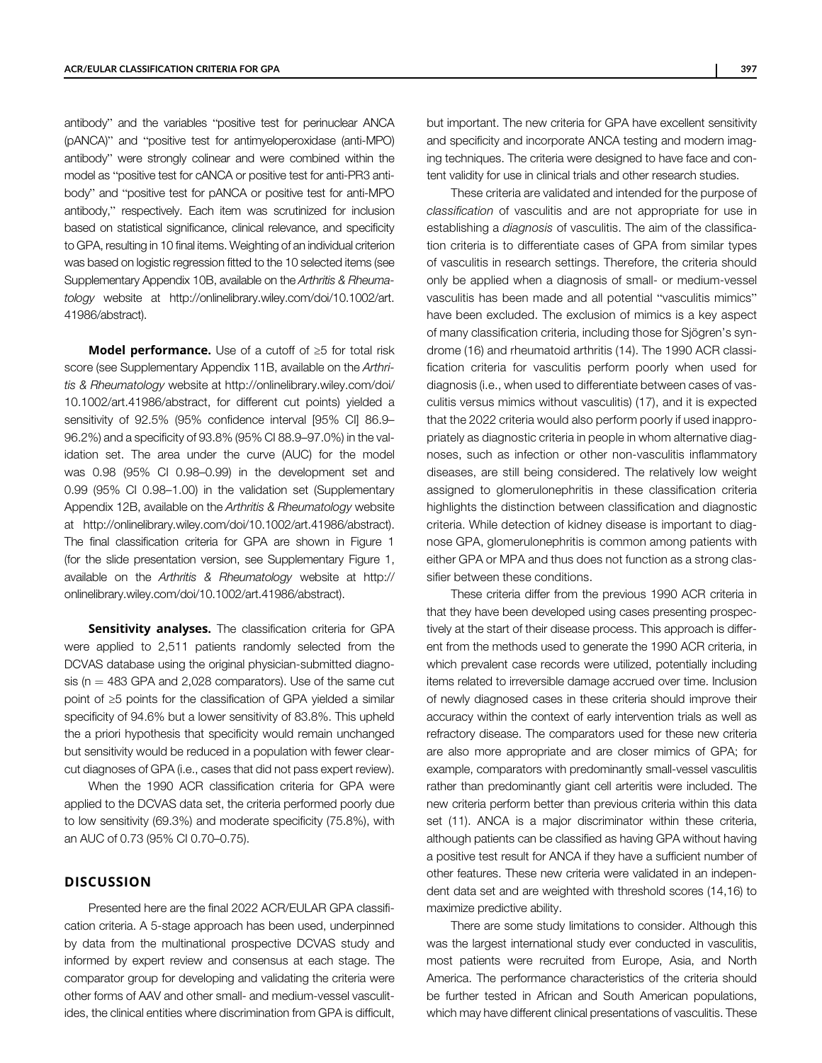antibody" and the variables "positive test for perinuclear ANCA (pANCA)" and "positive test for antimyeloperoxidase (anti-MPO) antibody" were strongly colinear and were combined within the model as "positive test for cANCA or positive test for anti-PR3 antibody" and "positive test for pANCA or positive test for anti-MPO antibody," respectively. Each item was scrutinized for inclusion based on statistical significance, clinical relevance, and specificity to GPA, resulting in 10 final items. Weighting of an individual criterion was based on logistic regression fitted to the 10 selected items (see Supplementary Appendix 10B, available on the *Arthritis & Rheumatology* website at http://onlinelibrary.wiley.com/doi/10.1002/art.41986/abstract).

**Model performance.** Use of a cutoff of ≥5 for total risk score (see Supplementary Appendix 11B, available on the *Arthritis & Rheumatology* website at http://onlinelibrary.wiley.com/doi/10.1002/art.41986/abstract, for different cut points) yielded a sensitivity of 92.5% (95% confidence interval [95% CI] 86.9–96.2%) and a specificity of 93.8% (95% CI 88.9–97.0%) in the validation set. The area under the curve (AUC) for the model was 0.98 (95% CI 0.98–0.99) in the development set and 0.99 (95% CI 0.98–1.00) in the validation set (Supplementary Appendix 12B, available on the *Arthritis & Rheumatology* website at http://onlinelibrary.wiley.com/doi/10.1002/art.41986/abstract). The final classification criteria for GPA are shown in Figure 1 (for the slide presentation version, see Supplementary Figure 1, available on the *Arthritis & Rheumatology* website at http://onlinelibrary.wiley.com/doi/10.1002/art.41986/abstract).

**Sensitivity analyses.** The classification criteria for GPA were applied to 2,511 patients randomly selected from the DCVAS database using the original physician-submitted diagnosis (n = 483 GPA and 2,028 comparators). Use of the same cut point of ≥5 points for the classification of GPA yielded a similar specificity of 94.6% but a lower sensitivity of 83.8%. This upheld the a priori hypothesis that specificity would remain unchanged but sensitivity would be reduced in a population with fewer clear-cut diagnoses of GPA (i.e., cases that did not pass expert review).

When the 1990 ACR classification criteria for GPA were applied to the DCVAS data set, the criteria performed poorly due to low sensitivity (69.3%) and moderate specificity (75.8%), with an AUC of 0.73 (95% CI 0.70–0.75).

## DISCUSSION

Presented here are the final 2022 ACR/EULAR GPA classification criteria. A 5-stage approach has been used, underpinned by data from the multinational prospective DCVAS study and informed by expert review and consensus at each stage. The comparator group for developing and validating the criteria were other forms of AAV and other small- and medium-vessel vasculitides, the clinical entities where discrimination from GPA is difficult, but important. The new criteria for GPA have excellent sensitivity and specificity and incorporate ANCA testing and modern imaging techniques. The criteria were designed to have face and content validity for use in clinical trials and other research studies.

These criteria are validated and intended for the purpose of *classification* of vasculitis and are not appropriate for use in establishing a *diagnosis* of vasculitis. The aim of the classification criteria is to differentiate cases of GPA from similar types of vasculitis in research settings. Therefore, the criteria should only be applied when a diagnosis of small- or medium-vessel vasculitis has been made and all potential "vasculitis mimics" have been excluded. The exclusion of mimics is a key aspect of many classification criteria, including those for Sjögren's syndrome (16) and rheumatoid arthritis (14). The 1990 ACR classification criteria for vasculitis perform poorly when used for diagnosis (i.e., when used to differentiate between cases of vasculitis versus mimics without vasculitis) (17), and it is expected that the 2022 criteria would also perform poorly if used inappropriately as diagnostic criteria in people in whom alternative diagnoses, such as infection or other non-vasculitis inflammatory diseases, are still being considered. The relatively low weight assigned to glomerulonephritis in these classification criteria highlights the distinction between classification and diagnostic criteria. While detection of kidney disease is important to diagnose GPA, glomerulonephritis is common among patients with either GPA or MPA and thus does not function as a strong classifier between these conditions.

These criteria differ from the previous 1990 ACR criteria in that they have been developed using cases presenting prospectively at the start of their disease process. This approach is different from the methods used to generate the 1990 ACR criteria, in which prevalent case records were utilized, potentially including items related to irreversible damage accrued over time. Inclusion of newly diagnosed cases in these criteria should improve their accuracy within the context of early intervention trials as well as refractory disease. The comparators used for these new criteria are also more appropriate and are closer mimics of GPA; for example, comparators with predominantly small-vessel vasculitis rather than predominantly giant cell arteritis were included. The new criteria perform better than previous criteria within this data set (11). ANCA is a major discriminator within these criteria, although patients can be classified as having GPA without having a positive test result for ANCA if they have a sufficient number of other features. These new criteria were validated in an independent data set and are weighted with threshold scores (14,16) to maximize predictive ability.

There are some study limitations to consider. Although this was the largest international study ever conducted in vasculitis, most patients were recruited from Europe, Asia, and North America. The performance characteristics of the criteria should be further tested in African and South American populations, which may have different clinical presentations of vasculitis. These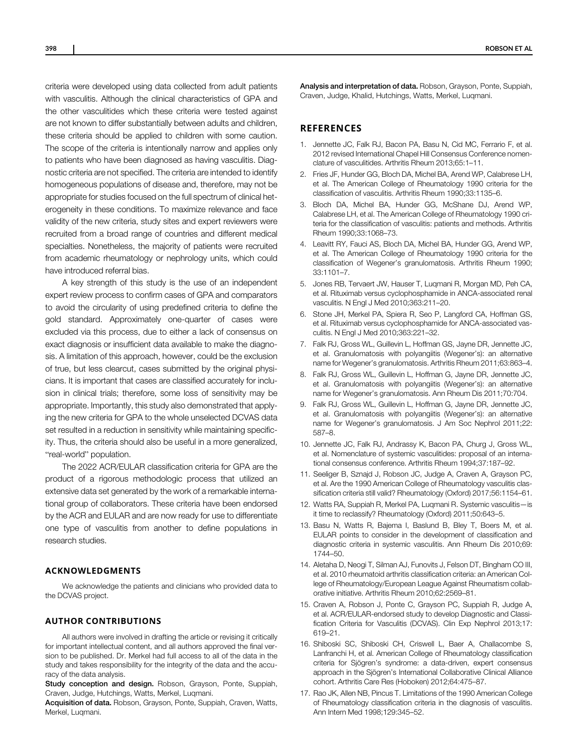criteria were developed using data collected from adult patients with vasculitis. Although the clinical characteristics of GPA and the other vasculitides which these criteria were tested against are not known to differ substantially between adults and children, these criteria should be applied to children with some caution. The scope of the criteria is intentionally narrow and applies only to patients who have been diagnosed as having vasculitis. Diagnostic criteria are not specified. The criteria are intended to identify homogeneous populations of disease and, therefore, may not be appropriate for studies focused on the full spectrum of clinical heterogeneity in these conditions. To maximize relevance and face validity of the new criteria, study sites and expert reviewers were recruited from a broad range of countries and different medical specialties. Nonetheless, the majority of patients were recruited from academic rheumatology or nephrology units, which could have introduced referral bias.

A key strength of this study is the use of an independent expert review process to confirm cases of GPA and comparators to avoid the circularity of using predefined criteria to define the gold standard. Approximately one-quarter of cases were excluded via this process, due to either a lack of consensus on exact diagnosis or insufficient data available to make the diagnosis. A limitation of this approach, however, could be the exclusion of true, but less clearcut, cases submitted by the original physicians. It is important that cases are classified accurately for inclusion in clinical trials; therefore, some loss of sensitivity may be appropriate. Importantly, this study also demonstrated that applying the new criteria for GPA to the whole unselected DCVAS data set resulted in a reduction in sensitivity while maintaining specificity. Thus, the criteria should also be useful in a more generalized, "real-world" population.

The 2022 ACR/EULAR classification criteria for GPA are the product of a rigorous methodologic process that utilized an extensive data set generated by the work of a remarkable international group of collaborators. These criteria have been endorsed by the ACR and EULAR and are now ready for use to differentiate one type of vasculitis from another to define populations in research studies.

## ACKNOWLEDGMENTS

We acknowledge the patients and clinicians who provided data to the DCVAS project.

## AUTHOR CONTRIBUTIONS

All authors were involved in drafting the article or revising it critically for important intellectual content, and all authors approved the final version to be published. Dr. Merkel had full access to all of the data in the study and takes responsibility for the integrity of the data and the accuracy of the data analysis.

**Study conception and design.** Robson, Grayson, Ponte, Suppiah, Craven, Judge, Hutchings, Watts, Merkel, Luqmani.

**Acquisition of data.** Robson, Grayson, Ponte, Suppiah, Craven, Watts, Merkel, Luqmani.

**Analysis and interpretation of data.** Robson, Grayson, Ponte, Suppiah, Craven, Judge, Khalid, Hutchings, Watts, Merkel, Luqmani.

## REFERENCES

1. Jennette JC, Falk RJ, Bacon PA, Basu N, Cid MC, Ferrario F, et al. 2012 revised International Chapel Hill Consensus Conference nomenclature of vasculitides. Arthritis Rheum 2013;65:1–11.
2. Fries JF, Hunder GG, Bloch DA, Michel BA, Arend WP, Calabrese LH, et al. The American College of Rheumatology 1990 criteria for the classification of vasculitis. Arthritis Rheum 1990;33:1135–6.
3. Bloch DA, Michel BA, Hunder GG, McShane DJ, Arend WP, Calabrese LH, et al. The American College of Rheumatology 1990 criteria for the classification of vasculitis: patients and methods. Arthritis Rheum 1990;33:1068–73.
4. Leavitt RY, Fauci AS, Bloch DA, Michel BA, Hunder GG, Arend WP, et al. The American College of Rheumatology 1990 criteria for the classification of Wegener's granulomatosis. Arthritis Rheum 1990; 33:1101–7.
5. Jones RB, Tervaert JW, Hauser T, Luqmani R, Morgan MD, Peh CA, et al. Rituximab versus cyclophosphamide in ANCA-associated renal vasculitis. N Engl J Med 2010;363:211–20.
6. Stone JH, Merkel PA, Spiera R, Seo P, Langford CA, Hoffman GS, et al. Rituximab versus cyclophosphamide for ANCA-associated vasculitis. N Engl J Med 2010;363:221–32.
7. Falk RJ, Gross WL, Guillevin L, Hoffman GS, Jayne DR, Jennette JC, et al. Granulomatosis with polyangiitis (Wegener's): an alternative name for Wegener's granulomatosis. Arthritis Rheum 2011;63:863–4.
8. Falk RJ, Gross WL, Guillevin L, Hoffman G, Jayne DR, Jennette JC, et al. Granulomatosis with polyangiitis (Wegener's): an alternative name for Wegener's granulomatosis. Ann Rheum Dis 2011;70:704.
9. Falk RJ, Gross WL, Guillevin L, Hoffman G, Jayne DR, Jennette JC, et al. Granulomatosis with polyangiitis (Wegener's): an alternative name for Wegener's granulomatosis. J Am Soc Nephrol 2011;22: 587–8.
10. Jennette JC, Falk RJ, Andrassy K, Bacon PA, Churg J, Gross WL, et al. Nomenclature of systemic vasculitides: proposal of an international consensus conference. Arthritis Rheum 1994;37:187–92.
11. Seeliger B, Sznajd J, Robson JC, Judge A, Craven A, Grayson PC, et al. Are the 1990 American College of Rheumatology vasculitis classification criteria still valid? Rheumatology (Oxford) 2017;56:1154–61.
12. Watts RA, Suppiah R, Merkel PA, Luqmani R. Systemic vasculitis—is it time to reclassify? Rheumatology (Oxford) 2011;50:643–5.
13. Basu N, Watts R, Bajema I, Baslund B, Bley T, Boers M, et al. EULAR points to consider in the development of classification and diagnostic criteria in systemic vasculitis. Ann Rheum Dis 2010;69: 1744–50.
14. Aletaha D, Neogi T, Silman AJ, Funovits J, Felson DT, Bingham CO III, et al. 2010 rheumatoid arthritis classification criteria: an American College of Rheumatology/European League Against Rheumatism collaborative initiative. Arthritis Rheum 2010;62:2569–81.
15. Craven A, Robson J, Ponte C, Grayson PC, Suppiah R, Judge A, et al. ACR/EULAR-endorsed study to develop Diagnostic and Classification Criteria for Vasculitis (DCVAS). Clin Exp Nephrol 2013;17: 619–21.
16. Shiboski SC, Shiboski CH, Criswell L, Baer A, Challacombe S, Lanfranchi H, et al. American College of Rheumatology classification criteria for Sjögren's syndrome: a data-driven, expert consensus approach in the Sjögren's International Collaborative Clinical Alliance cohort. Arthritis Care Res (Hoboken) 2012;64:475–87.
17. Rao JK, Allen NB, Pincus T. Limitations of the 1990 American College of Rheumatology classification criteria in the diagnosis of vasculitis. Ann Intern Med 1998;129:345–52.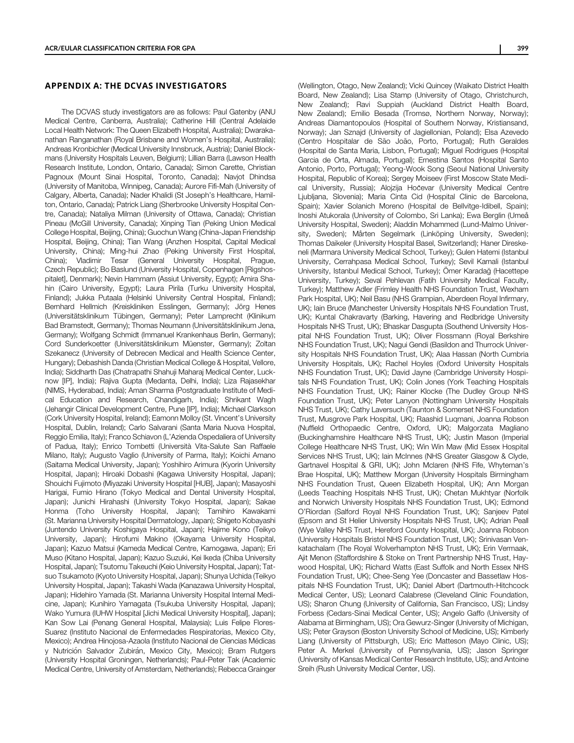## APPENDIX A: THE DCVAS INVESTIGATORS

The DCVAS study investigators are as follows: Paul Gatenby (ANU Medical Centre, Canberra, Australia); Catherine Hill (Central Adelaide Local Health Network: The Queen Elizabeth Hospital, Australia); Dwarakanathan Ranganathan (Royal Brisbane and Women's Hospital, Australia); Andreas Kronbichler (Medical University Innsbruck, Austria); Daniel Blockmans (University Hospitals Leuven, Belgium); Lillian Barra (Lawson Health Research Institute, London, Ontario, Canada); Simon Carette, Christian Pagnoux (Mount Sinai Hospital, Toronto, Canada); Navjot Dhindsa (University of Manitoba, Winnipeg, Canada); Aurore Fifi-Mah (University of Calgary, Alberta, Canada); Nader Khalidi (St Joseph's Healthcare, Hamilton, Ontario, Canada); Patrick Liang (Sherbrooke University Hospital Centre, Canada); Nataliya Milman (University of Ottawa, Canada); Christian Pineau (McGill University, Canada); Xinping Tian (Peking Union Medical College Hospital, Beijing, China); Guochun Wang (China-Japan Friendship Hospital, Beijing, China); Tian Wang (Anzhen Hospital, Capital Medical University, China); Ming-hui Zhao (Peking University First Hospital, China); Vladimir Tesar (General University Hospital, Prague, Czech Republic); Bo Baslund (University Hospital, Copenhagen [Rigshospitalet], Denmark); Nevin Hammam (Assiut University, Egypt); Amira Shahin (Cairo University, Egypt); Laura Pirila (Turku University Hospital, Finland); Jukka Putaala (Helsinki University Central Hospital, Finland); Bernhard Hellmich (Kreiskliniken Esslingen, Germany); Jörg Henes (Universitätsklinikum Tübingen, Germany); Peter Lamprecht (Klinikum Bad Bramstedt, Germany); Thomas Neumann (Universitätsklinikum Jena, Germany); Wolfgang Schmidt (Immanuel Krankenhaus Berlin, Germany); Cord Sunderkoetter (Universitätsklinikum Müenster, Germany); Zoltan Szekanecz (University of Debrecen Medical and Health Science Center, Hungary); Debashish Danda (Christian Medical College & Hospital, Vellore, India); Siddharth Das (Chatrapathi Shahuji Maharaj Medical Center, Lucknow [IP], India); Rajiva Gupta (Medanta, Delhi, India); Liza Rajasekhar (NIMS, Hyderabad, India); Aman Sharma (Postgraduate Institute of Medical Education and Research, Chandigarh, India); Shrikant Wagh (Jehangir Clinical Development Centre, Pune [IP], India); Michael Clarkson (Cork University Hospital, Ireland); Eamonn Molloy (St. Vincent's University Hospital, Dublin, Ireland); Carlo Salvarani (Santa Maria Nuova Hospital, Reggio Emilia, Italy); Franco Schiavon (L'Azienda Ospedaliera of University of Padua, Italy); Enrico Tombetti (Università Vita-Salute San Raffaele Milano, Italy); Augusto Vaglio (University of Parma, Italy); Koichi Amano (Saitama Medical University, Japan); Yoshihiro Arimura (Kyorin University Hospital, Japan); Hiroaki Dobashi (Kagawa University Hospital, Japan); Shouichi Fujimoto (Miyazaki University Hospital [HUB], Japan); Masayoshi Harigai, Fumio Hirano (Tokyo Medical and Dental University Hospital, Japan); Junichi Hirahashi (University Tokyo Hospital, Japan); Sakae Honma (Toho University Hospital, Japan); Tamihiro Kawakami (St. Marianna University Hospital Dermatology, Japan); Shigeto Kobayashi (Juntendo University Koshigaya Hospital, Japan); Hajime Kono (Teikyo University, Japan); Hirofumi Makino (Okayama University Hospital, Japan); Kazuo Matsui (Kameda Medical Centre, Kamogawa, Japan); Eri Muso (Kitano Hospital, Japan); Kazuo Suzuki, Kei Ikeda (Chiba University Hospital, Japan); Tsutomu Takeuchi (Keio University Hospital, Japan); Tatsuo Tsukamoto (Kyoto University Hospital, Japan); Shunya Uchida (Teikyo University Hospital, Japan); Takashi Wada (Kanazawa University Hospital, Japan); Hidehiro Yamada (St. Marianna University Hospital Internal Medicine, Japan); Kunihiro Yamagata (Tsukuba University Hospital, Japan); Wako Yumura (IUHW Hospital [Jichi Medical University Hospital], Japan); Kan Sow Lai (Penang General Hospital, Malaysia); Luis Felipe Flores-Suarez (Instituto Nacional de Enfermedades Respiratorias, Mexico City, Mexico); Andrea Hinojosa-Azaola (Instituto Nacional de Ciencias Médicas y Nutrición Salvador Zubirán, Mexico City, Mexico); Bram Rutgers (University Hospital Groningen, Netherlands); Paul-Peter Tak (Academic Medical Centre, University of Amsterdam, Netherlands); Rebecca Grainger (Wellington, Otago, New Zealand); Vicki Quincey (Waikato District Health Board, New Zealand); Lisa Stamp (University of Otago, Christchurch, New Zealand); Ravi Suppiah (Auckland District Health Board, New Zealand); Emilio Besada (Tromsø, Northern Norway, Norway); Andreas Diamantopoulos (Hospital of Southern Norway, Kristiansand, Norway); Jan Sznajd (University of Jagiellonian, Poland); Elsa Azevedo (Centro Hospitalar de São João, Porto, Portugal); Ruth Geraldes (Hospital de Santa Maria, Lisbon, Portugal); Miguel Rodrigues (Hospital Garcia de Orta, Almada, Portugal); Ernestina Santos (Hospital Santo Antonio, Porto, Portugal); Yeong-Wook Song (Seoul National University Hospital, Republic of Korea); Sergey Moiseev (First Moscow State Medical University, Russia); Alojzija Hočevar (University Medical Centre Ljubljana, Slovenia); Maria Cinta Cid (Hospital Clinic de Barcelona, Spain); Xavier Solanich Moreno (Hospital de Bellvitge-Idibell, Spain); Inoshi Atukorala (University of Colombo, Sri Lanka); Ewa Berglin (Umeå University Hospital, Sweden); Aladdin Mohammed (Lund-Malmo University, Sweden); Mårten Segelmark (Linköping University, Sweden); Thomas Daikeler (University Hospital Basel, Switzerland); Haner Direskeneli (Marmara University Medical School, Turkey); Gulen Hatemi (Istanbul University, Cerrahpasa Medical School, Turkey); Sevil Kamali (Istanbul University, Istanbul Medical School, Turkey); Ömer Karadağ (Hacettepe University, Turkey); Seval Pehlevan (Fatih University Medical Faculty, Turkey); Matthew Adler (Frimley Health NHS Foundation Trust, Wexham Park Hospital, UK); Neil Basu (NHS Grampian, Aberdeen Royal Infirmary, UK); Iain Bruce (Manchester University Hospitals NHS Foundation Trust, UK); Kuntal Chakravarty (Barking, Havering and Redbridge University Hospitals NHS Trust, UK); Bhaskar Dasgupta (Southend University Hospital NHS Foundation Trust, UK); Oliver Flossmann (Royal Berkshire NHS Foundation Trust, UK); Nagui Gendi (Basildon and Thurrock University Hospitals NHS Foundation Trust, UK); Alaa Hassan (North Cumbria University Hospitals, UK); Rachel Hoyles (Oxford University Hospitals NHS Foundation Trust, UK); David Jayne (Cambridge University Hospitals NHS Foundation Trust, UK); Colin Jones (York Teaching Hospitals NHS Foundation Trust, UK); Rainer Klocke (The Dudley Group NHS Foundation Trust, UK); Peter Lanyon (Nottingham University Hospitals NHS Trust, UK); Cathy Laversuch (Taunton & Somerset NHS Foundation Trust, Musgrove Park Hospital, UK); Raashid Luqmani, Joanna Robson (Nuffield Orthopaedic Centre, Oxford, UK); Malgorzata Magliano (Buckinghamshire Healthcare NHS Trust, UK); Justin Mason (Imperial College Healthcare NHS Trust, UK); Win Win Maw (Mid Essex Hospital Services NHS Trust, UK); Iain McInnes (NHS Greater Glasgow & Clyde, Gartnavel Hospital & GRI, UK); John Mclaren (NHS Fife, Whyteman's Brae Hospital, UK); Matthew Morgan (University Hospitals Birmingham NHS Foundation Trust, Queen Elizabeth Hospital, UK); Ann Morgan (Leeds Teaching Hospitals NHS Trust, UK); Chetan Mukhtyar (Norfolk and Norwich University Hospitals NHS Foundation Trust, UK); Edmond O'Riordan (Salford Royal NHS Foundation Trust, UK); Sanjeev Patel (Epsom and St Helier University Hospitals NHS Trust, UK); Adrian Peall (Wye Valley NHS Trust, Hereford County Hospital, UK); Joanna Robson (University Hospitals Bristol NHS Foundation Trust, UK); Srinivasan Venkatachalam (The Royal Wolverhampton NHS Trust, UK); Erin Vermaak, Ajit Menon (Staffordshire & Stoke on Trent Partnership NHS Trust, Haywood Hospital, UK); Richard Watts (East Suffolk and North Essex NHS Foundation Trust, UK); Chee-Seng Yee (Doncaster and Bassetlaw Hospitals NHS Foundation Trust, UK); Daniel Albert (Dartmouth-Hitchcock Medical Center, US); Leonard Calabrese (Cleveland Clinic Foundation, US); Sharon Chung (University of California, San Francisco, US); Lindsy Forbess (Cedars-Sinai Medical Center, US); Angelo Gaffo (University of Alabama at Birmingham, US); Ora Gewurz-Singer (University of Michigan, US); Peter Grayson (Boston University School of Medicine, US); Kimberly Liang (University of Pittsburgh, US); Eric Matteson (Mayo Clinic, US); Peter A. Merkel (University of Pennsylvania, US); Jason Springer (University of Kansas Medical Center Research Institute, US); and Antoine Sreih (Rush University Medical Center, US).